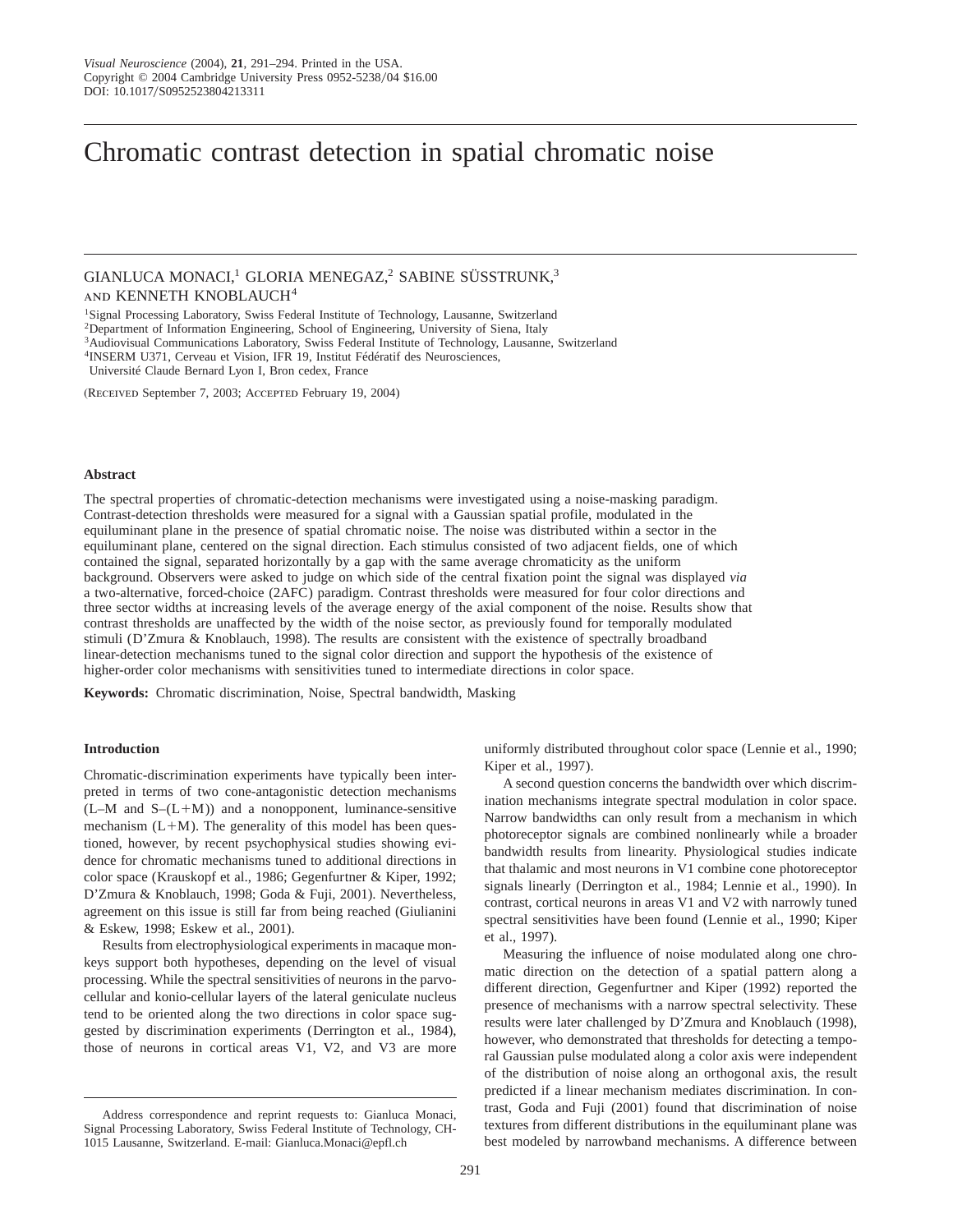Visual Neuroscience (2004), 21, 291–294. Printed in the USA.
Copyright © 2004 Cambridge University Press 0952-5238/04 $16.00
DOI: 10.1017/S0952523804213311

# Chromatic contrast detection in spatial chromatic noise

GIANLUCA MONACI,[1] GLORIA MENEGAZ,[2] SABINE SÜSSTRUNK,[3] AND KENNETH KNOBLAUCH[4]

[1]Signal Processing Laboratory, Swiss Federal Institute of Technology, Lausanne, Switzerland
[2]Department of Information Engineering, School of Engineering, University of Siena, Italy
[3]Audiovisual Communications Laboratory, Swiss Federal Institute of Technology, Lausanne, Switzerland
[4]INSERM U371, Cerveau et Vision, IFR 19, Institut Fédératif des Neurosciences, Université Claude Bernard Lyon I, Bron cedex, France

(Received September 7, 2003; Accepted February 19, 2004)

### Abstract

The spectral properties of chromatic-detection mechanisms were investigated using a noise-masking paradigm. Contrast-detection thresholds were measured for a signal with a Gaussian spatial profile, modulated in the equiluminant plane in the presence of spatial chromatic noise. The noise was distributed within a sector in the equiluminant plane, centered on the signal direction. Each stimulus consisted of two adjacent fields, one of which contained the signal, separated horizontally by a gap with the same average chromaticity as the uniform background. Observers were asked to judge on which side of the central fixation point the signal was displayed *via* a two-alternative, forced-choice (2AFC) paradigm. Contrast thresholds were measured for four color directions and three sector widths at increasing levels of the average energy of the axial component of the noise. Results show that contrast thresholds are unaffected by the width of the noise sector, as previously found for temporally modulated stimuli (D'Zmura & Knoblauch, 1998). The results are consistent with the existence of spectrally broadband linear-detection mechanisms tuned to the signal color direction and support the hypothesis of the existence of higher-order color mechanisms with sensitivities tuned to intermediate directions in color space.

**Keywords:** Chromatic discrimination, Noise, Spectral bandwidth, Masking

### Introduction

Chromatic-discrimination experiments have typically been interpreted in terms of two cone-antagonistic detection mechanisms (L–M and S–(L+M)) and a nonopponent, luminance-sensitive mechanism (L+M). The generality of this model has been questioned, however, by recent psychophysical studies showing evidence for chromatic mechanisms tuned to additional directions in color space (Krauskopf et al., 1986; Gegenfurtner & Kiper, 1992; D'Zmura & Knoblauch, 1998; Goda & Fuji, 2001). Nevertheless, agreement on this issue is still far from being reached (Giulianini & Eskew, 1998; Eskew et al., 2001).

Results from electrophysiological experiments in macaque monkeys support both hypotheses, depending on the level of visual processing. While the spectral sensitivities of neurons in the parvocellular and konio-cellular layers of the lateral geniculate nucleus tend to be oriented along the two directions in color space suggested by discrimination experiments (Derrington et al., 1984), those of neurons in cortical areas V1, V2, and V3 are more uniformly distributed throughout color space (Lennie et al., 1990; Kiper et al., 1997).

A second question concerns the bandwidth over which discrimination mechanisms integrate spectral modulation in color space. Narrow bandwidths can only result from a mechanism in which photoreceptor signals are combined nonlinearly while a broader bandwidth results from linearity. Physiological studies indicate that thalamic and most neurons in V1 combine cone photoreceptor signals linearly (Derrington et al., 1984; Lennie et al., 1990). In contrast, cortical neurons in areas V1 and V2 with narrowly tuned spectral sensitivities have been found (Lennie et al., 1990; Kiper et al., 1997).

Measuring the influence of noise modulated along one chromatic direction on the detection of a spatial pattern along a different direction, Gegenfurtner and Kiper (1992) reported the presence of mechanisms with a narrow spectral selectivity. These results were later challenged by D'Zmura and Knoblauch (1998), however, who demonstrated that thresholds for detecting a temporal Gaussian pulse modulated along a color axis were independent of the distribution of noise along an orthogonal axis, the result predicted if a linear mechanism mediates discrimination. In contrast, Goda and Fuji (2001) found that discrimination of noise textures from different distributions in the equiluminant plane was best modeled by narrowband mechanisms. A difference between

Address correspondence and reprint requests to: Gianluca Monaci, Signal Processing Laboratory, Swiss Federal Institute of Technology, CH-1015 Lausanne, Switzerland. E-mail: Gianluca.Monaci@epfl.ch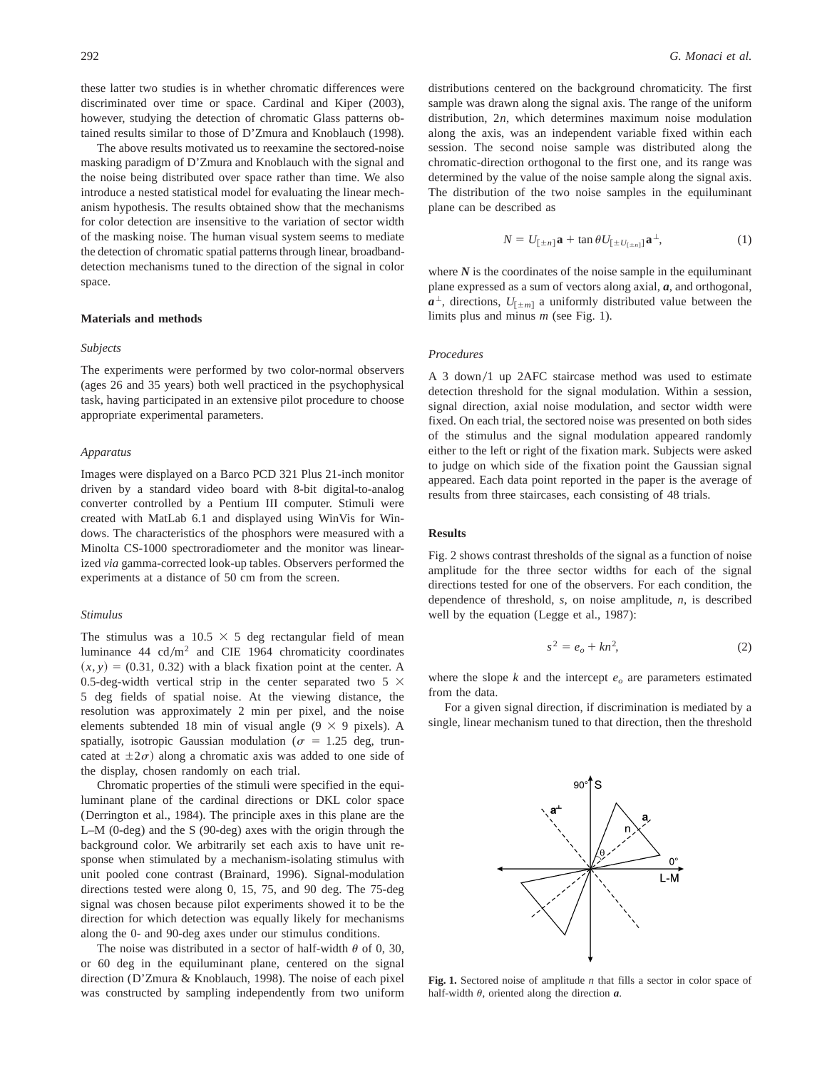these latter two studies is in whether chromatic differences were discriminated over time or space. Cardinal and Kiper (2003), however, studying the detection of chromatic Glass patterns obtained results similar to those of D'Zmura and Knoblauch (1998).

The above results motivated us to reexamine the sectored-noise masking paradigm of D'Zmura and Knoblauch with the signal and the noise being distributed over space rather than time. We also introduce a nested statistical model for evaluating the linear mechanism hypothesis. The results obtained show that the mechanisms for color detection are insensitive to the variation of sector width of the masking noise. The human visual system seems to mediate the detection of chromatic spatial patterns through linear, broadband-detection mechanisms tuned to the direction of the signal in color space.

## Materials and methods

### Subjects

The experiments were performed by two color-normal observers (ages 26 and 35 years) both well practiced in the psychophysical task, having participated in an extensive pilot procedure to choose appropriate experimental parameters.

### Apparatus

Images were displayed on a Barco PCD 321 Plus 21-inch monitor driven by a standard video board with 8-bit digital-to-analog converter controlled by a Pentium III computer. Stimuli were created with MatLab 6.1 and displayed using WinVis for Windows. The characteristics of the phosphors were measured with a Minolta CS-1000 spectroradiometer and the monitor was linearized *via* gamma-corrected look-up tables. Observers performed the experiments at a distance of 50 cm from the screen.

### Stimulus

The stimulus was a $10.5 \times 5$ deg rectangular field of mean luminance 44 cd/m$^2$ and CIE 1964 chromaticity coordinates $(x, y) = (0.31, 0.32)$ with a black fixation point at the center. A 0.5-deg-width vertical strip in the center separated two $5 \times 5$ deg fields of spatial noise. At the viewing distance, the resolution was approximately 2 min per pixel, and the noise elements subtended 18 min of visual angle ($9 \times 9$ pixels). A spatially, isotropic Gaussian modulation ($\sigma = 1.25$ deg, truncated at $\pm 2\sigma$) along a chromatic axis was added to one side of the display, chosen randomly on each trial.

Chromatic properties of the stimuli were specified in the equiluminant plane of the cardinal directions or DKL color space (Derrington et al., 1984). The principle axes in this plane are the L–M (0-deg) and the S (90-deg) axes with the origin through the background color. We arbitrarily set each axis to have unit response when stimulated by a mechanism-isolating stimulus with unit pooled cone contrast (Brainard, 1996). Signal-modulation directions tested were along 0, 15, 75, and 90 deg. The 75-deg signal was chosen because pilot experiments showed it to be the direction for which detection was equally likely for mechanisms along the 0- and 90-deg axes under our stimulus conditions.

The noise was distributed in a sector of half-width $\theta$ of 0, 30, or 60 deg in the equiluminant plane, centered on the signal direction (D'Zmura & Knoblauch, 1998). The noise of each pixel was constructed by sampling independently from two uniform distributions centered on the background chromaticity. The first sample was drawn along the signal axis. The range of the uniform distribution, $2n$, which determines maximum noise modulation along the axis, was an independent variable fixed within each session. The second noise sample was distributed along the chromatic-direction orthogonal to the first one, and its range was determined by the value of the noise sample along the signal axis. The distribution of the two noise samples in the equiluminant plane can be described as

$$N = U_{[\pm n]}\mathbf{a} + \tan\theta U_{[\pm U_{[\pm n]}]}\mathbf{a}^{\perp}, \tag{1}$$

where $\boldsymbol{N}$ is the coordinates of the noise sample in the equiluminant plane expressed as a sum of vectors along axial, $\boldsymbol{a}$, and orthogonal, $\boldsymbol{a}^{\perp}$, directions, $U_{[\pm m]}$ a uniformly distributed value between the limits plus and minus $m$ (see Fig. 1).

### Procedures

A 3 down/1 up 2AFC staircase method was used to estimate detection threshold for the signal modulation. Within a session, signal direction, axial noise modulation, and sector width were fixed. On each trial, the sectored noise was presented on both sides of the stimulus and the signal modulation appeared randomly either to the left or right of the fixation mark. Subjects were asked to judge on which side of the fixation point the Gaussian signal appeared. Each data point reported in the paper is the average of results from three staircases, each consisting of 48 trials.

## Results

Fig. 2 shows contrast thresholds of the signal as a function of noise amplitude for the three sector widths for each of the signal directions tested for one of the observers. For each condition, the dependence of threshold, $s$, on noise amplitude, $n$, is described well by the equation (Legge et al., 1987):

$$s^2 = e_o + kn^2, \tag{2}$$

where the slope $k$ and the intercept $e_o$ are parameters estimated from the data.

For a given signal direction, if discrimination is mediated by a single, linear mechanism tuned to that direction, then the threshold

**Fig. 1.** Sectored noise of amplitude $n$ that fills a sector in color space of half-width $\theta$, oriented along the direction $\boldsymbol{a}$.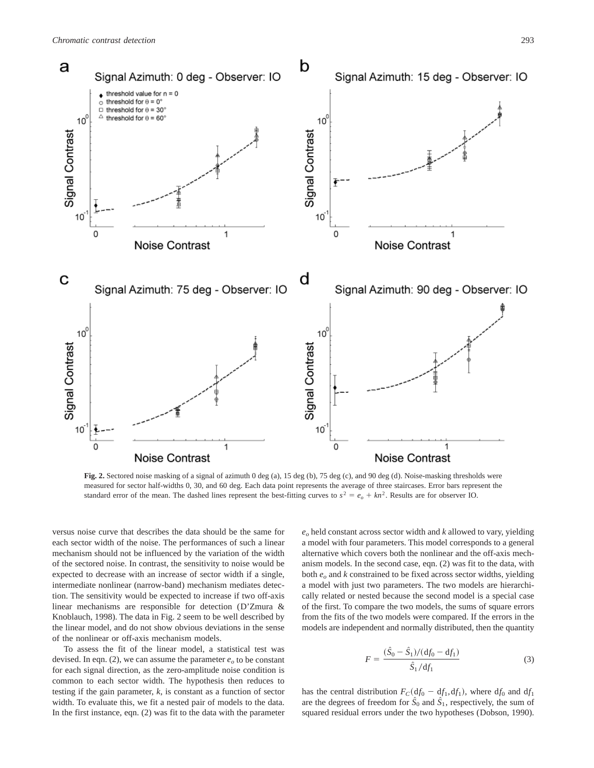**Fig. 2.** Sectored noise masking of a signal of azimuth 0 deg (a), 15 deg (b), 75 deg (c), and 90 deg (d). Noise-masking thresholds were measured for sector half-widths 0, 30, and 60 deg. Each data point represents the average of three staircases. Error bars represent the standard error of the mean. The dashed lines represent the best-fitting curves to $s^2 = e_o + kn^2$. Results are for observer IO.

versus noise curve that describes the data should be the same for each sector width of the noise. The performances of such a linear mechanism should not be influenced by the variation of the width of the sectored noise. In contrast, the sensitivity to noise would be expected to decrease with an increase of sector width if a single, intermediate nonlinear (narrow-band) mechanism mediates detection. The sensitivity would be expected to increase if two off-axis linear mechanisms are responsible for detection (D'Zmura & Knoblauch, 1998). The data in Fig. 2 seem to be well described by the linear model, and do not show obvious deviations in the sense of the nonlinear or off-axis mechanism models.

To assess the fit of the linear model, a statistical test was devised. In eqn. (2), we can assume the parameter $e_o$ to be constant for each signal direction, as the zero-amplitude noise condition is common to each sector width. The hypothesis then reduces to testing if the gain parameter, $k$, is constant as a function of sector width. To evaluate this, we fit a nested pair of models to the data. In the first instance, eqn. (2) was fit to the data with the parameter $e_o$ held constant across sector width and $k$ allowed to vary, yielding a model with four parameters. This model corresponds to a general alternative which covers both the nonlinear and the off-axis mechanism models. In the second case, eqn. (2) was fit to the data, with both $e_o$ and $k$ constrained to be fixed across sector widths, yielding a model with just two parameters. The two models are hierarchically related or nested because the second model is a special case of the first. To compare the two models, the sums of square errors from the fits of the two models were compared. If the errors in the models are independent and normally distributed, then the quantity

$$F = \frac{(\hat{S}_0 - \hat{S}_1)/(\mathrm{d}f_0 - \mathrm{d}f_1)}{\hat{S}_1/\mathrm{d}f_1} \tag{3}$$

has the central distribution $F_C(\mathrm{d}f_0 - \mathrm{d}f_1, \mathrm{d}f_1)$, where $\mathrm{d}f_0$ and $\mathrm{d}f_1$ are the degrees of freedom for $\hat{S}_0$ and $\hat{S}_1$, respectively, the sum of squared residual errors under the two hypotheses (Dobson, 1990).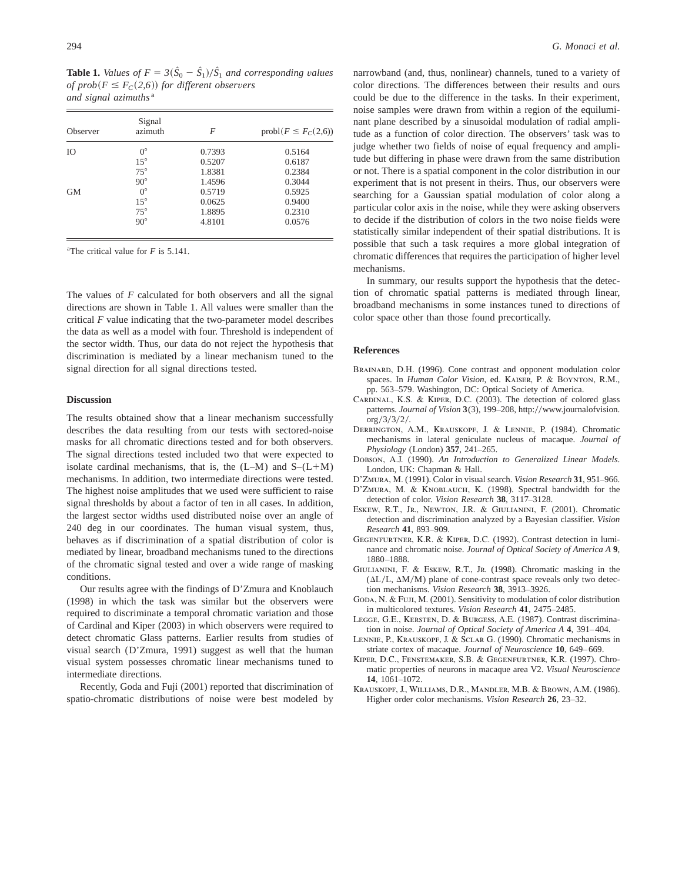**Table 1.** *Values of* $F = 3(\hat{S}_0 - \hat{S}_1)/\hat{S}_1$ *and corresponding values of* $prob(F \leq F_C(2{,}6))$ *for different observers and signal azimuths*[a]

| Observer | Signal azimuth | $F$ | $\text{probl}(F \leq F_C(2{,}6))$ |
|---|---|---|---|
| IO | 0° | 0.7393 | 0.5164 |
| | 15° | 0.5207 | 0.6187 |
| | 75° | 1.8381 | 0.2384 |
| | 90° | 1.4596 | 0.3044 |
| GM | 0° | 0.5719 | 0.5925 |
| | 15° | 0.0625 | 0.9400 |
| | 75° | 1.8895 | 0.2310 |
| | 90° | 4.8101 | 0.0576 |

[a]The critical value for $F$ is 5.141.

The values of $F$ calculated for both observers and all the signal directions are shown in Table 1. All values were smaller than the critical $F$ value indicating that the two-parameter model describes the data as well as a model with four. Threshold is independent of the sector width. Thus, our data do not reject the hypothesis that discrimination is mediated by a linear mechanism tuned to the signal direction for all signal directions tested.

## Discussion

The results obtained show that a linear mechanism successfully describes the data resulting from our tests with sectored-noise masks for all chromatic directions tested and for both observers. The signal directions tested included two that were expected to isolate cardinal mechanisms, that is, the (L–M) and S–(L+M) mechanisms. In addition, two intermediate directions were tested. The highest noise amplitudes that we used were sufficient to raise signal thresholds by about a factor of ten in all cases. In addition, the largest sector widths used distributed noise over an angle of 240 deg in our coordinates. The human visual system, thus, behaves as if discrimination of a spatial distribution of color is mediated by linear, broadband mechanisms tuned to the directions of the chromatic signal tested and over a wide range of masking conditions.

Our results agree with the findings of D'Zmura and Knoblauch (1998) in which the task was similar but the observers were required to discriminate a temporal chromatic variation and those of Cardinal and Kiper (2003) in which observers were required to detect chromatic Glass patterns. Earlier results from studies of visual search (D'Zmura, 1991) suggest as well that the human visual system possesses chromatic linear mechanisms tuned to intermediate directions.

Recently, Goda and Fuji (2001) reported that discrimination of spatio-chromatic distributions of noise were best modeled by narrowband (and, thus, nonlinear) channels, tuned to a variety of color directions. The differences between their results and ours could be due to the difference in the tasks. In their experiment, noise samples were drawn from within a region of the equiluminant plane described by a sinusoidal modulation of radial amplitude as a function of color direction. The observers' task was to judge whether two fields of noise of equal frequency and amplitude but differing in phase were drawn from the same distribution or not. There is a spatial component in the color distribution in our experiment that is not present in theirs. Thus, our observers were searching for a Gaussian spatial modulation of color along a particular color axis in the noise, while they were asking observers to decide if the distribution of colors in the two noise fields were statistically similar independent of their spatial distributions. It is possible that such a task requires a more global integration of chromatic differences that requires the participation of higher level mechanisms.

In summary, our results support the hypothesis that the detection of chromatic spatial patterns is mediated through linear, broadband mechanisms in some instances tuned to directions of color space other than those found precortically.

## References

- Brainard, D.H. (1996). Cone contrast and opponent modulation color spaces. In *Human Color Vision*, ed. Kaiser, P. & Boynton, R.M., pp. 563–579. Washington, DC: Optical Society of America.
- Cardinal, K.S. & Kiper, D.C. (2003). The detection of colored glass patterns. *Journal of Vision* **3**(3), 199–208, http://www.journalofvision.org/3/3/2/.
- Derrington, A.M., Krauskopf, J. & Lennie, P. (1984). Chromatic mechanisms in lateral geniculate nucleus of macaque. *Journal of Physiology* (London) **357**, 241–265.
- Dobson, A.J. (1990). *An Introduction to Generalized Linear Models*. London, UK: Chapman & Hall.
- D'Zmura, M. (1991). Color in visual search. *Vision Research* **31**, 951–966.
- D'Zmura, M. & Knoblauch, K. (1998). Spectral bandwidth for the detection of color. *Vision Research* **38**, 3117–3128.
- Eskew, R.T., Jr., Newton, J.R. & Giulianini, F. (2001). Chromatic detection and discrimination analyzed by a Bayesian classifier. *Vision Research* **41**, 893–909.
- Gegenfurtner, K.R. & Kiper, D.C. (1992). Contrast detection in luminance and chromatic noise. *Journal of Optical Society of America A* **9**, 1880–1888.
- Giulianini, F. & Eskew, R.T., Jr. (1998). Chromatic masking in the $(\Delta L/L, \Delta M/M)$ plane of cone-contrast space reveals only two detection mechanisms. *Vision Research* **38**, 3913–3926.
- Goda, N. & Fuji, M. (2001). Sensitivity to modulation of color distribution in multicolored textures. *Vision Research* **41**, 2475–2485.
- Legge, G.E., Kersten, D. & Burgess, A.E. (1987). Contrast discrimination in noise. *Journal of Optical Society of America A* **4**, 391–404.
- Lennie, P., Krauskopf, J. & Sclar G. (1990). Chromatic mechanisms in striate cortex of macaque. *Journal of Neuroscience* **10**, 649–669.
- Kiper, D.C., Fenstemaker, S.B. & Gegenfurtner, K.R. (1997). Chromatic properties of neurons in macaque area V2. *Visual Neuroscience* **14**, 1061–1072.
- Krauskopf, J., Williams, D.R., Mandler, M.B. & Brown, A.M. (1986). Higher order color mechanisms. *Vision Research* **26**, 23–32.